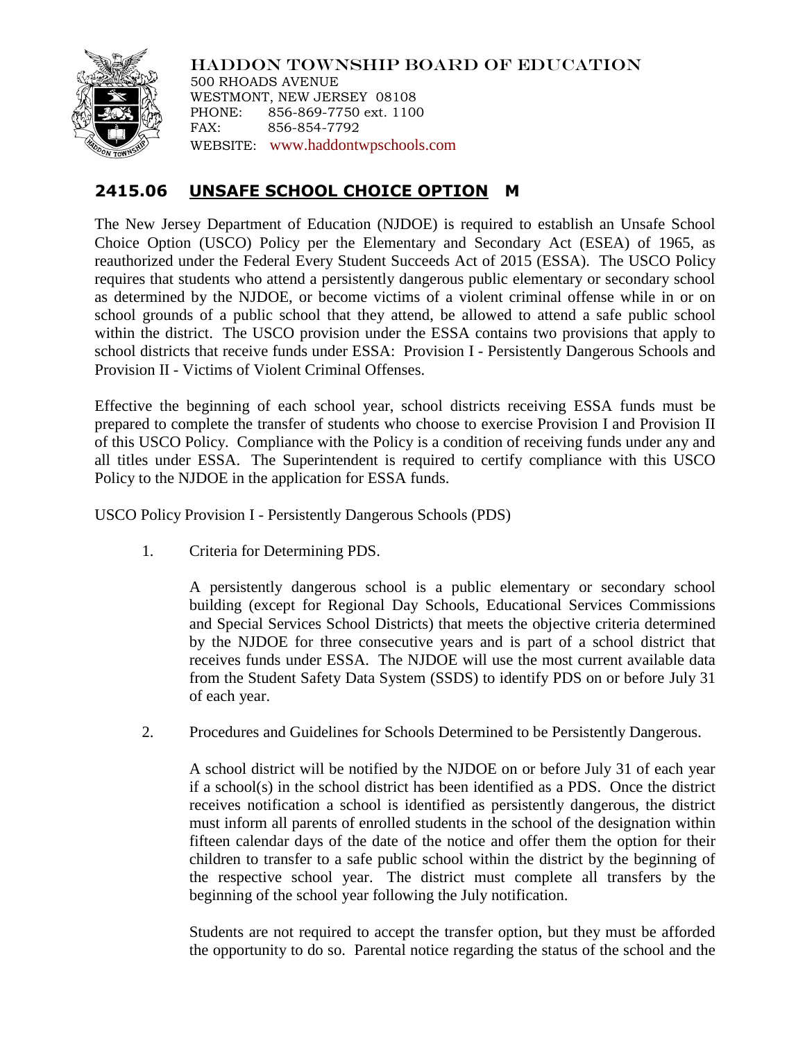HADDON TOWNSHIP BOARD OF EDUCATION
500 RHOADS AVENUE
WESTMONT, NEW JERSEY 08108
PHONE: 856-869-7750 ext. 1100
FAX: 856-854-7792
WEBSITE: www.haddontwpschools.com

## 2415.06 UNSAFE SCHOOL CHOICE OPTION M

The New Jersey Department of Education (NJDOE) is required to establish an Unsafe School Choice Option (USCO) Policy per the Elementary and Secondary Act (ESEA) of 1965, as reauthorized under the Federal Every Student Succeeds Act of 2015 (ESSA). The USCO Policy requires that students who attend a persistently dangerous public elementary or secondary school as determined by the NJDOE, or become victims of a violent criminal offense while in or on school grounds of a public school that they attend, be allowed to attend a safe public school within the district. The USCO provision under the ESSA contains two provisions that apply to school districts that receive funds under ESSA: Provision I - Persistently Dangerous Schools and Provision II - Victims of Violent Criminal Offenses.

Effective the beginning of each school year, school districts receiving ESSA funds must be prepared to complete the transfer of students who choose to exercise Provision I and Provision II of this USCO Policy. Compliance with the Policy is a condition of receiving funds under any and all titles under ESSA. The Superintendent is required to certify compliance with this USCO Policy to the NJDOE in the application for ESSA funds.

USCO Policy Provision I - Persistently Dangerous Schools (PDS)

1. Criteria for Determining PDS.

   A persistently dangerous school is a public elementary or secondary school building (except for Regional Day Schools, Educational Services Commissions and Special Services School Districts) that meets the objective criteria determined by the NJDOE for three consecutive years and is part of a school district that receives funds under ESSA. The NJDOE will use the most current available data from the Student Safety Data System (SSDS) to identify PDS on or before July 31 of each year.

2. Procedures and Guidelines for Schools Determined to be Persistently Dangerous.

   A school district will be notified by the NJDOE on or before July 31 of each year if a school(s) in the school district has been identified as a PDS. Once the district receives notification a school is identified as persistently dangerous, the district must inform all parents of enrolled students in the school of the designation within fifteen calendar days of the date of the notice and offer them the option for their children to transfer to a safe public school within the district by the beginning of the respective school year. The district must complete all transfers by the beginning of the school year following the July notification.

   Students are not required to accept the transfer option, but they must be afforded the opportunity to do so. Parental notice regarding the status of the school and the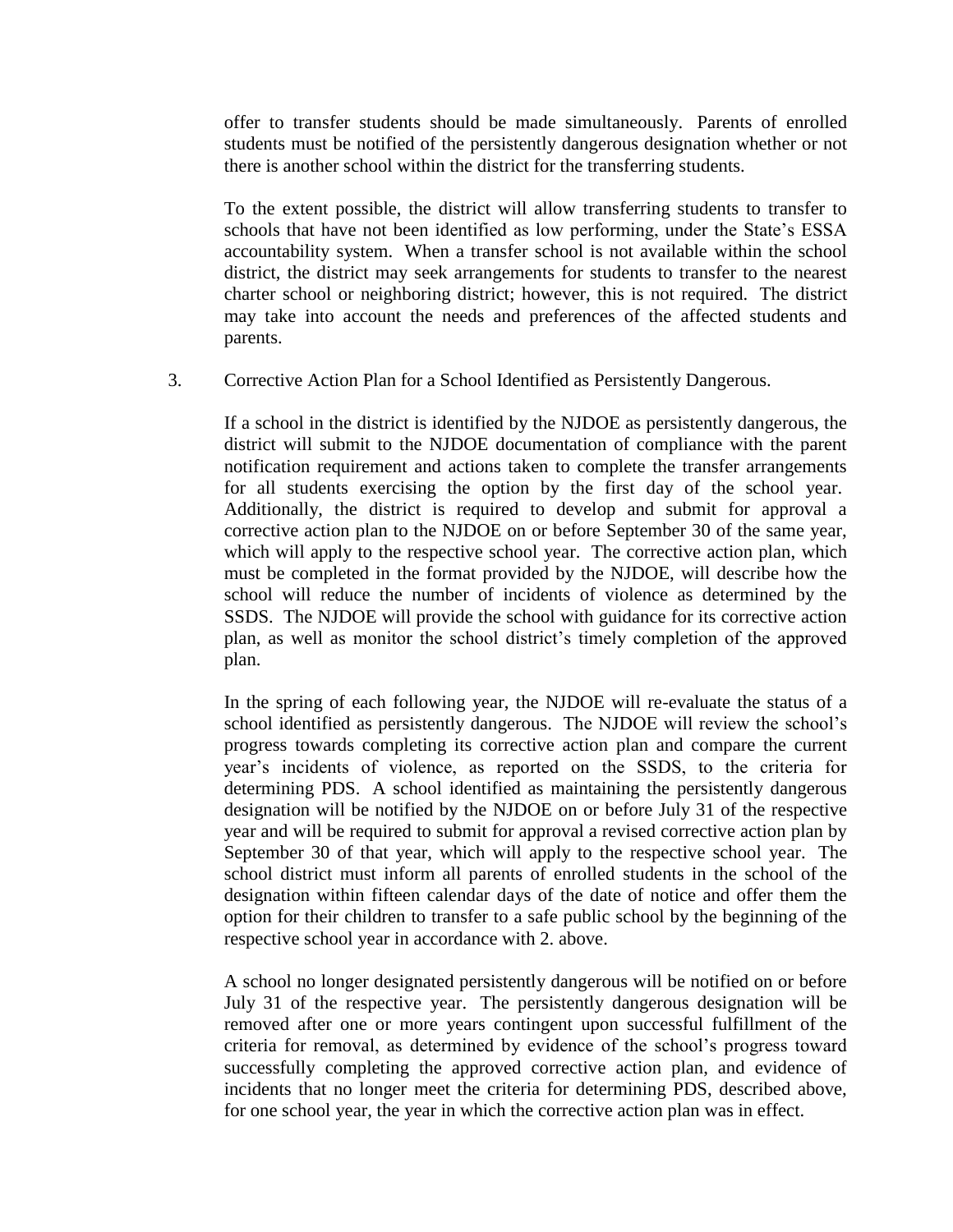offer to transfer students should be made simultaneously. Parents of enrolled students must be notified of the persistently dangerous designation whether or not there is another school within the district for the transferring students.

To the extent possible, the district will allow transferring students to transfer to schools that have not been identified as low performing, under the State's ESSA accountability system. When a transfer school is not available within the school district, the district may seek arrangements for students to transfer to the nearest charter school or neighboring district; however, this is not required. The district may take into account the needs and preferences of the affected students and parents.

3. Corrective Action Plan for a School Identified as Persistently Dangerous.

If a school in the district is identified by the NJDOE as persistently dangerous, the district will submit to the NJDOE documentation of compliance with the parent notification requirement and actions taken to complete the transfer arrangements for all students exercising the option by the first day of the school year. Additionally, the district is required to develop and submit for approval a corrective action plan to the NJDOE on or before September 30 of the same year, which will apply to the respective school year. The corrective action plan, which must be completed in the format provided by the NJDOE, will describe how the school will reduce the number of incidents of violence as determined by the SSDS. The NJDOE will provide the school with guidance for its corrective action plan, as well as monitor the school district's timely completion of the approved plan.

In the spring of each following year, the NJDOE will re-evaluate the status of a school identified as persistently dangerous. The NJDOE will review the school's progress towards completing its corrective action plan and compare the current year's incidents of violence, as reported on the SSDS, to the criteria for determining PDS. A school identified as maintaining the persistently dangerous designation will be notified by the NJDOE on or before July 31 of the respective year and will be required to submit for approval a revised corrective action plan by September 30 of that year, which will apply to the respective school year. The school district must inform all parents of enrolled students in the school of the designation within fifteen calendar days of the date of notice and offer them the option for their children to transfer to a safe public school by the beginning of the respective school year in accordance with 2. above.

A school no longer designated persistently dangerous will be notified on or before July 31 of the respective year. The persistently dangerous designation will be removed after one or more years contingent upon successful fulfillment of the criteria for removal, as determined by evidence of the school's progress toward successfully completing the approved corrective action plan, and evidence of incidents that no longer meet the criteria for determining PDS, described above, for one school year, the year in which the corrective action plan was in effect.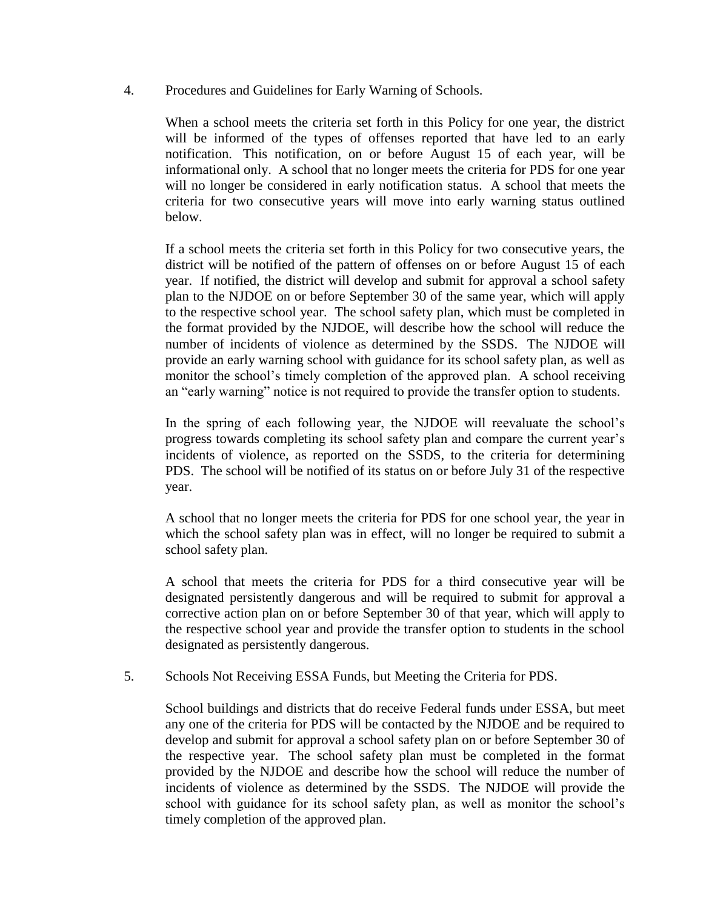4. Procedures and Guidelines for Early Warning of Schools.

   When a school meets the criteria set forth in this Policy for one year, the district will be informed of the types of offenses reported that have led to an early notification. This notification, on or before August 15 of each year, will be informational only. A school that no longer meets the criteria for PDS for one year will no longer be considered in early notification status. A school that meets the criteria for two consecutive years will move into early warning status outlined below.

   If a school meets the criteria set forth in this Policy for two consecutive years, the district will be notified of the pattern of offenses on or before August 15 of each year. If notified, the district will develop and submit for approval a school safety plan to the NJDOE on or before September 30 of the same year, which will apply to the respective school year. The school safety plan, which must be completed in the format provided by the NJDOE, will describe how the school will reduce the number of incidents of violence as determined by the SSDS. The NJDOE will provide an early warning school with guidance for its school safety plan, as well as monitor the school's timely completion of the approved plan. A school receiving an "early warning" notice is not required to provide the transfer option to students.

   In the spring of each following year, the NJDOE will reevaluate the school's progress towards completing its school safety plan and compare the current year's incidents of violence, as reported on the SSDS, to the criteria for determining PDS. The school will be notified of its status on or before July 31 of the respective year.

   A school that no longer meets the criteria for PDS for one school year, the year in which the school safety plan was in effect, will no longer be required to submit a school safety plan.

   A school that meets the criteria for PDS for a third consecutive year will be designated persistently dangerous and will be required to submit for approval a corrective action plan on or before September 30 of that year, which will apply to the respective school year and provide the transfer option to students in the school designated as persistently dangerous.

5. Schools Not Receiving ESSA Funds, but Meeting the Criteria for PDS.

   School buildings and districts that do receive Federal funds under ESSA, but meet any one of the criteria for PDS will be contacted by the NJDOE and be required to develop and submit for approval a school safety plan on or before September 30 of the respective year. The school safety plan must be completed in the format provided by the NJDOE and describe how the school will reduce the number of incidents of violence as determined by the SSDS. The NJDOE will provide the school with guidance for its school safety plan, as well as monitor the school's timely completion of the approved plan.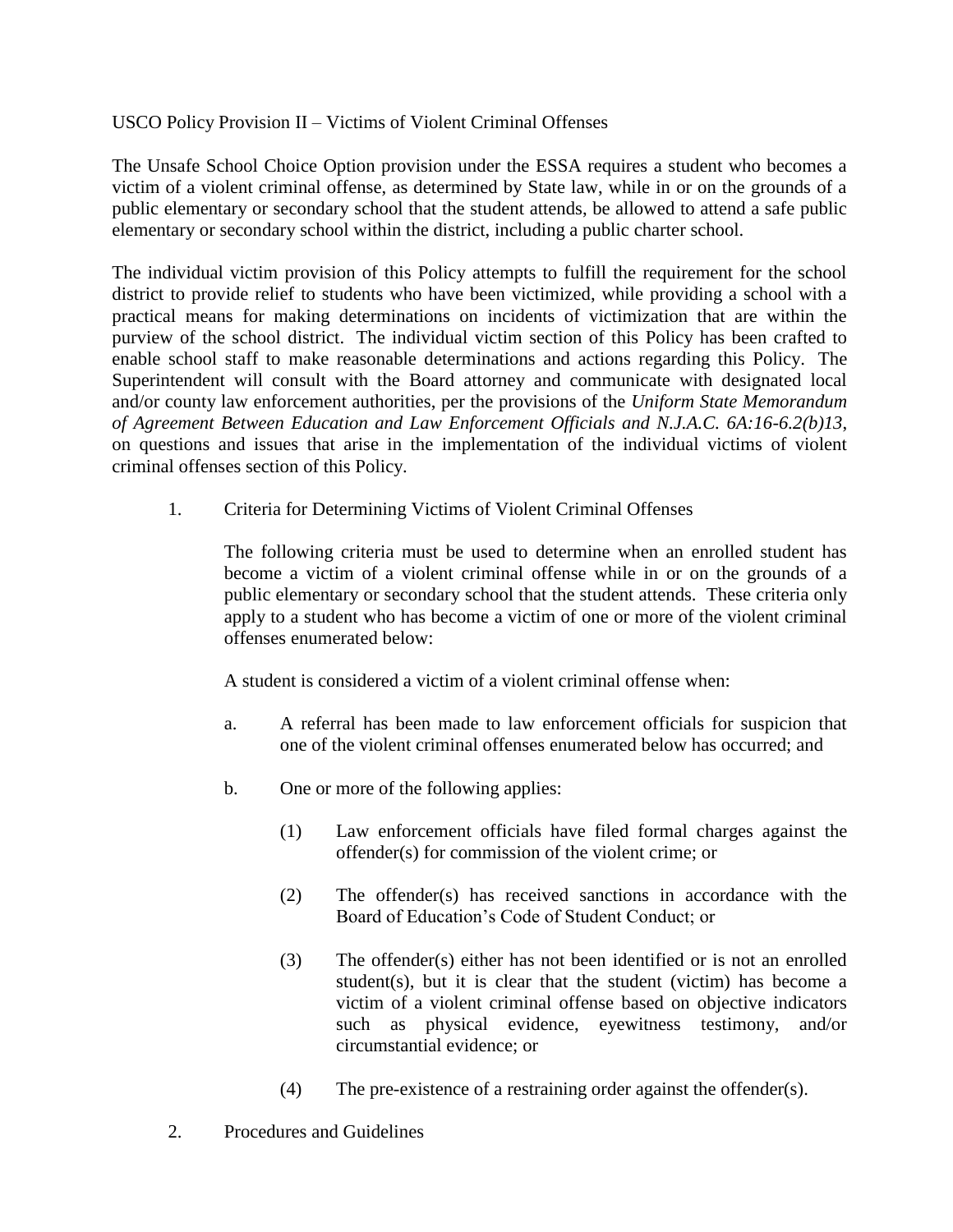USCO Policy Provision II – Victims of Violent Criminal Offenses

The Unsafe School Choice Option provision under the ESSA requires a student who becomes a victim of a violent criminal offense, as determined by State law, while in or on the grounds of a public elementary or secondary school that the student attends, be allowed to attend a safe public elementary or secondary school within the district, including a public charter school.

The individual victim provision of this Policy attempts to fulfill the requirement for the school district to provide relief to students who have been victimized, while providing a school with a practical means for making determinations on incidents of victimization that are within the purview of the school district. The individual victim section of this Policy has been crafted to enable school staff to make reasonable determinations and actions regarding this Policy. The Superintendent will consult with the Board attorney and communicate with designated local and/or county law enforcement authorities, per the provisions of the *Uniform State Memorandum of Agreement Between Education and Law Enforcement Officials and N.J.A.C. 6A:16-6.2(b)13*, on questions and issues that arise in the implementation of the individual victims of violent criminal offenses section of this Policy.

1. Criteria for Determining Victims of Violent Criminal Offenses

   The following criteria must be used to determine when an enrolled student has become a victim of a violent criminal offense while in or on the grounds of a public elementary or secondary school that the student attends. These criteria only apply to a student who has become a victim of one or more of the violent criminal offenses enumerated below:

   A student is considered a victim of a violent criminal offense when:

   a. A referral has been made to law enforcement officials for suspicion that one of the violent criminal offenses enumerated below has occurred; and

   b. One or more of the following applies:

      (1) Law enforcement officials have filed formal charges against the offender(s) for commission of the violent crime; or

      (2) The offender(s) has received sanctions in accordance with the Board of Education's Code of Student Conduct; or

      (3) The offender(s) either has not been identified or is not an enrolled student(s), but it is clear that the student (victim) has become a victim of a violent criminal offense based on objective indicators such as physical evidence, eyewitness testimony, and/or circumstantial evidence; or

      (4) The pre-existence of a restraining order against the offender(s).

2. Procedures and Guidelines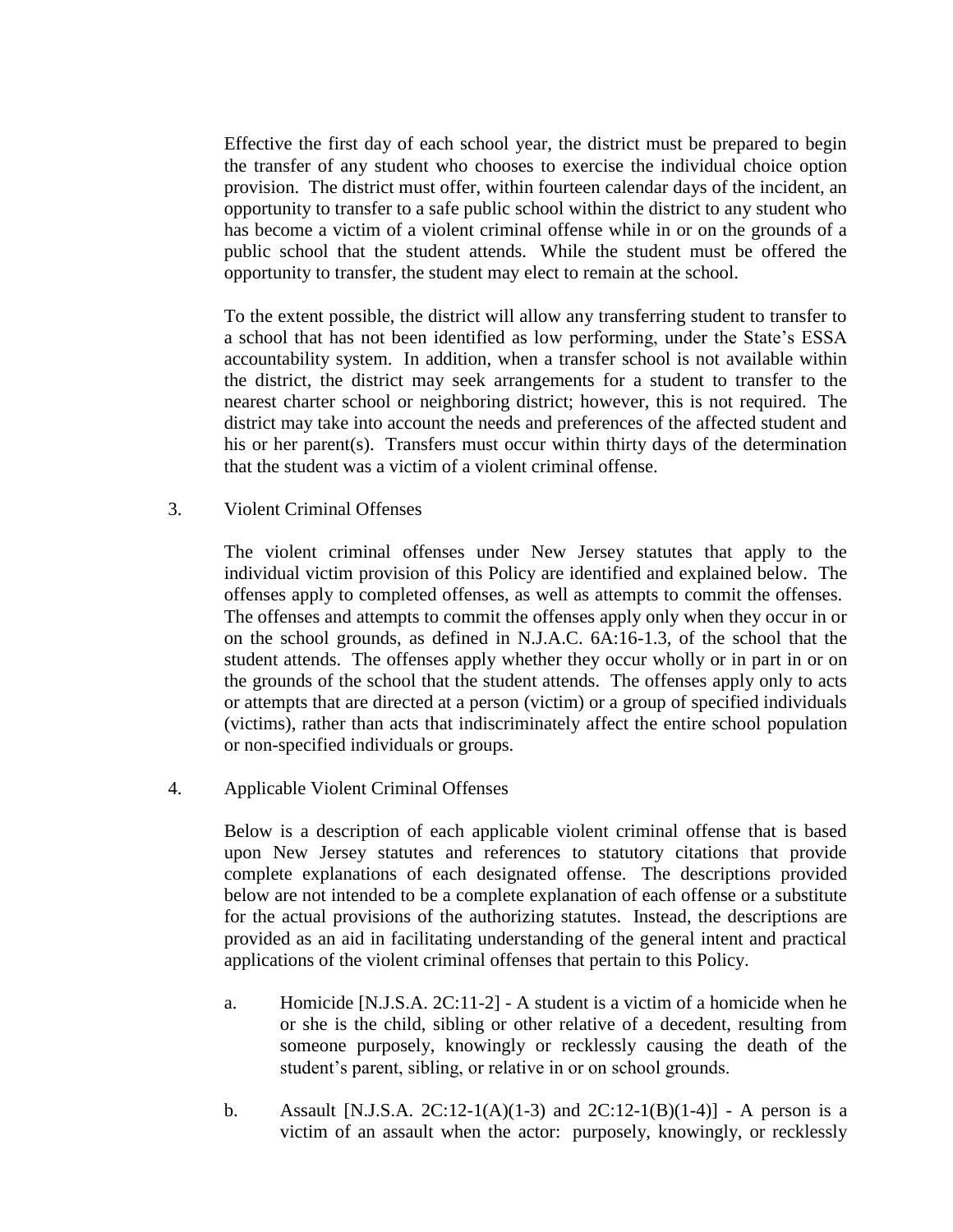Effective the first day of each school year, the district must be prepared to begin the transfer of any student who chooses to exercise the individual choice option provision. The district must offer, within fourteen calendar days of the incident, an opportunity to transfer to a safe public school within the district to any student who has become a victim of a violent criminal offense while in or on the grounds of a public school that the student attends. While the student must be offered the opportunity to transfer, the student may elect to remain at the school.

To the extent possible, the district will allow any transferring student to transfer to a school that has not been identified as low performing, under the State's ESSA accountability system. In addition, when a transfer school is not available within the district, the district may seek arrangements for a student to transfer to the nearest charter school or neighboring district; however, this is not required. The district may take into account the needs and preferences of the affected student and his or her parent(s). Transfers must occur within thirty days of the determination that the student was a victim of a violent criminal offense.

3. Violent Criminal Offenses

The violent criminal offenses under New Jersey statutes that apply to the individual victim provision of this Policy are identified and explained below. The offenses apply to completed offenses, as well as attempts to commit the offenses. The offenses and attempts to commit the offenses apply only when they occur in or on the school grounds, as defined in N.J.A.C. 6A:16-1.3, of the school that the student attends. The offenses apply whether they occur wholly or in part in or on the grounds of the school that the student attends. The offenses apply only to acts or attempts that are directed at a person (victim) or a group of specified individuals (victims), rather than acts that indiscriminately affect the entire school population or non-specified individuals or groups.

4. Applicable Violent Criminal Offenses

Below is a description of each applicable violent criminal offense that is based upon New Jersey statutes and references to statutory citations that provide complete explanations of each designated offense. The descriptions provided below are not intended to be a complete explanation of each offense or a substitute for the actual provisions of the authorizing statutes. Instead, the descriptions are provided as an aid in facilitating understanding of the general intent and practical applications of the violent criminal offenses that pertain to this Policy.

a. Homicide [N.J.S.A. 2C:11-2] - A student is a victim of a homicide when he or she is the child, sibling or other relative of a decedent, resulting from someone purposely, knowingly or recklessly causing the death of the student's parent, sibling, or relative in or on school grounds.

b. Assault [N.J.S.A. 2C:12-1(A)(1-3) and 2C:12-1(B)(1-4)] - A person is a victim of an assault when the actor: purposely, knowingly, or recklessly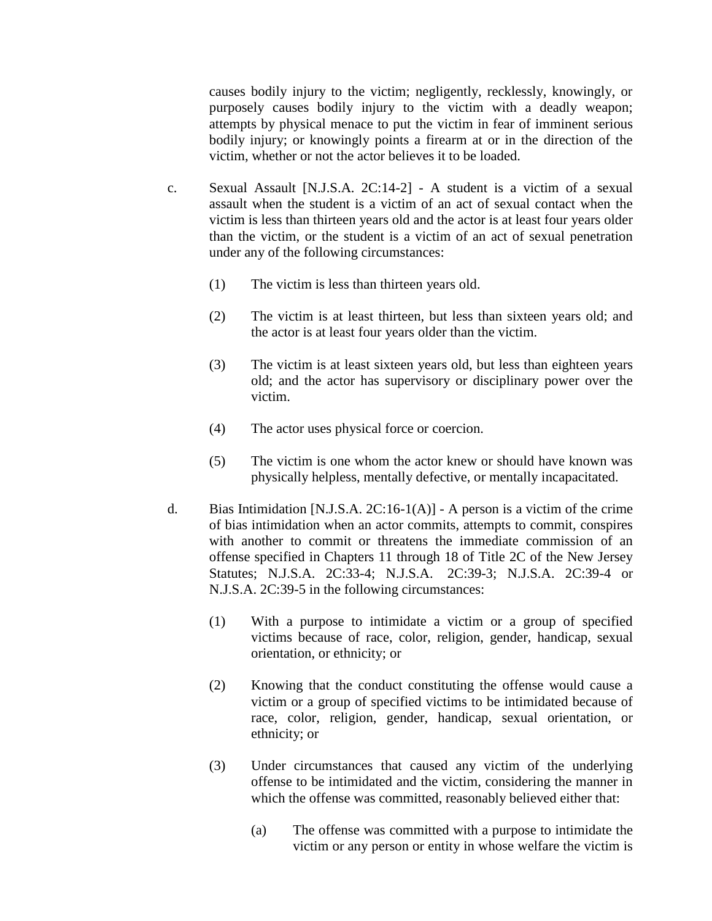causes bodily injury to the victim; negligently, recklessly, knowingly, or purposely causes bodily injury to the victim with a deadly weapon; attempts by physical menace to put the victim in fear of imminent serious bodily injury; or knowingly points a firearm at or in the direction of the victim, whether or not the actor believes it to be loaded.

c. Sexual Assault [N.J.S.A. 2C:14-2] - A student is a victim of a sexual assault when the student is a victim of an act of sexual contact when the victim is less than thirteen years old and the actor is at least four years older than the victim, or the student is a victim of an act of sexual penetration under any of the following circumstances:

   (1) The victim is less than thirteen years old.

   (2) The victim is at least thirteen, but less than sixteen years old; and the actor is at least four years older than the victim.

   (3) The victim is at least sixteen years old, but less than eighteen years old; and the actor has supervisory or disciplinary power over the victim.

   (4) The actor uses physical force or coercion.

   (5) The victim is one whom the actor knew or should have known was physically helpless, mentally defective, or mentally incapacitated.

d. Bias Intimidation [N.J.S.A. 2C:16-1(A)] - A person is a victim of the crime of bias intimidation when an actor commits, attempts to commit, conspires with another to commit or threatens the immediate commission of an offense specified in Chapters 11 through 18 of Title 2C of the New Jersey Statutes; N.J.S.A. 2C:33-4; N.J.S.A. 2C:39-3; N.J.S.A. 2C:39-4 or N.J.S.A. 2C:39-5 in the following circumstances:

   (1) With a purpose to intimidate a victim or a group of specified victims because of race, color, religion, gender, handicap, sexual orientation, or ethnicity; or

   (2) Knowing that the conduct constituting the offense would cause a victim or a group of specified victims to be intimidated because of race, color, religion, gender, handicap, sexual orientation, or ethnicity; or

   (3) Under circumstances that caused any victim of the underlying offense to be intimidated and the victim, considering the manner in which the offense was committed, reasonably believed either that:

      (a) The offense was committed with a purpose to intimidate the victim or any person or entity in whose welfare the victim is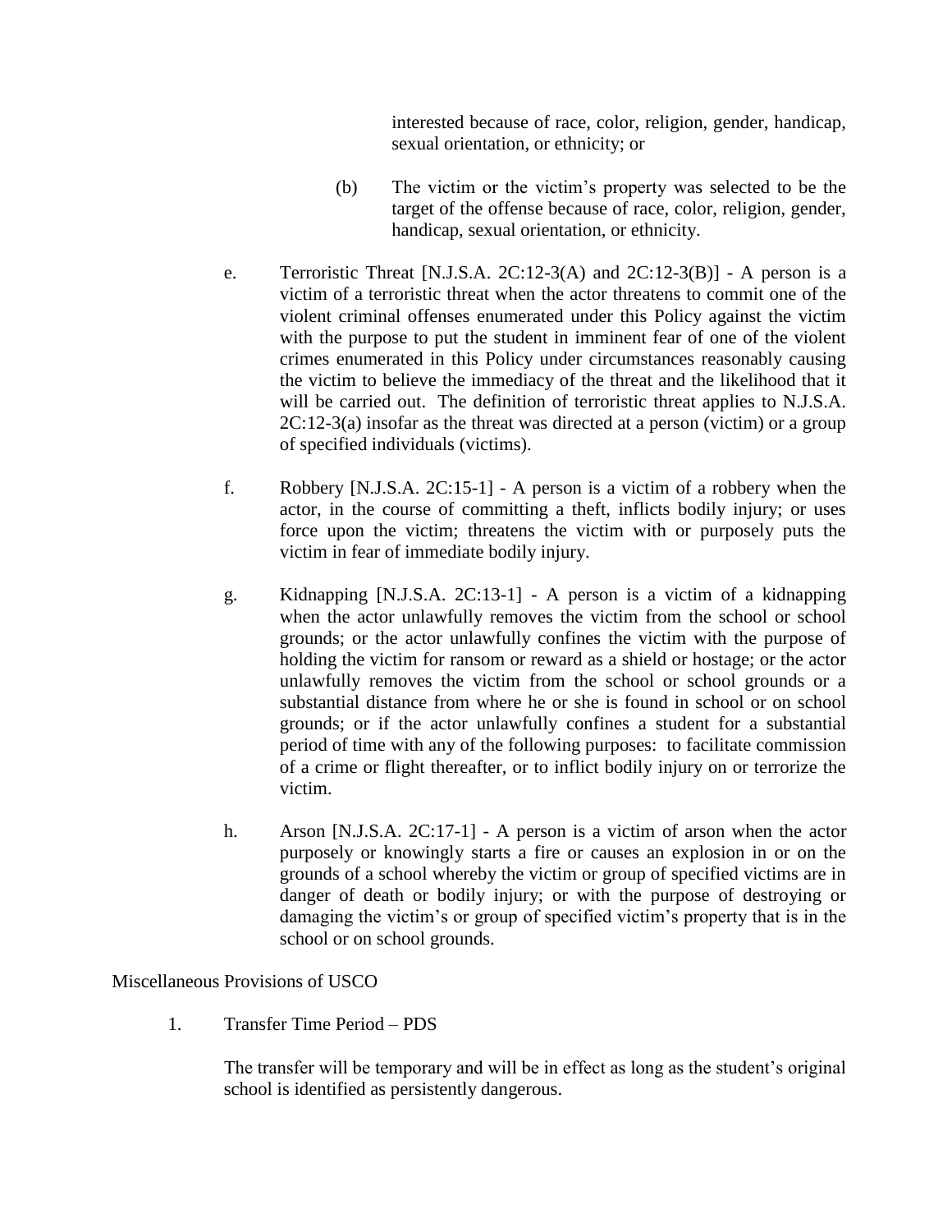interested because of race, color, religion, gender, handicap, sexual orientation, or ethnicity; or

(b) The victim or the victim's property was selected to be the target of the offense because of race, color, religion, gender, handicap, sexual orientation, or ethnicity.

e. Terroristic Threat [N.J.S.A. 2C:12-3(A) and 2C:12-3(B)] - A person is a victim of a terroristic threat when the actor threatens to commit one of the violent criminal offenses enumerated under this Policy against the victim with the purpose to put the student in imminent fear of one of the violent crimes enumerated in this Policy under circumstances reasonably causing the victim to believe the immediacy of the threat and the likelihood that it will be carried out. The definition of terroristic threat applies to N.J.S.A. 2C:12-3(a) insofar as the threat was directed at a person (victim) or a group of specified individuals (victims).

f. Robbery [N.J.S.A. 2C:15-1] - A person is a victim of a robbery when the actor, in the course of committing a theft, inflicts bodily injury; or uses force upon the victim; threatens the victim with or purposely puts the victim in fear of immediate bodily injury.

g. Kidnapping [N.J.S.A. 2C:13-1] - A person is a victim of a kidnapping when the actor unlawfully removes the victim from the school or school grounds; or the actor unlawfully confines the victim with the purpose of holding the victim for ransom or reward as a shield or hostage; or the actor unlawfully removes the victim from the school or school grounds or a substantial distance from where he or she is found in school or on school grounds; or if the actor unlawfully confines a student for a substantial period of time with any of the following purposes: to facilitate commission of a crime or flight thereafter, or to inflict bodily injury on or terrorize the victim.

h. Arson [N.J.S.A. 2C:17-1] - A person is a victim of arson when the actor purposely or knowingly starts a fire or causes an explosion in or on the grounds of a school whereby the victim or group of specified victims are in danger of death or bodily injury; or with the purpose of destroying or damaging the victim's or group of specified victim's property that is in the school or on school grounds.

Miscellaneous Provisions of USCO

1. Transfer Time Period – PDS

   The transfer will be temporary and will be in effect as long as the student's original school is identified as persistently dangerous.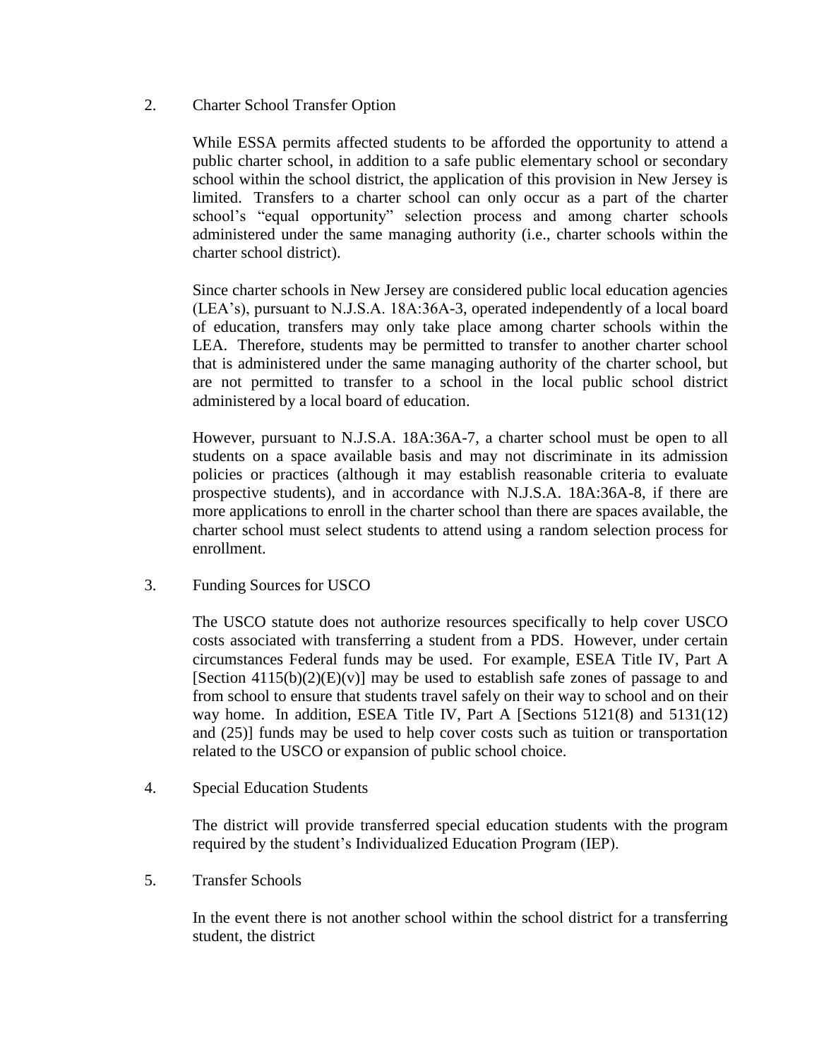2. Charter School Transfer Option

   While ESSA permits affected students to be afforded the opportunity to attend a public charter school, in addition to a safe public elementary school or secondary school within the school district, the application of this provision in New Jersey is limited. Transfers to a charter school can only occur as a part of the charter school's "equal opportunity" selection process and among charter schools administered under the same managing authority (i.e., charter schools within the charter school district).

   Since charter schools in New Jersey are considered public local education agencies (LEA's), pursuant to N.J.S.A. 18A:36A-3, operated independently of a local board of education, transfers may only take place among charter schools within the LEA. Therefore, students may be permitted to transfer to another charter school that is administered under the same managing authority of the charter school, but are not permitted to transfer to a school in the local public school district administered by a local board of education.

   However, pursuant to N.J.S.A. 18A:36A-7, a charter school must be open to all students on a space available basis and may not discriminate in its admission policies or practices (although it may establish reasonable criteria to evaluate prospective students), and in accordance with N.J.S.A. 18A:36A-8, if there are more applications to enroll in the charter school than there are spaces available, the charter school must select students to attend using a random selection process for enrollment.

3. Funding Sources for USCO

   The USCO statute does not authorize resources specifically to help cover USCO costs associated with transferring a student from a PDS. However, under certain circumstances Federal funds may be used. For example, ESEA Title IV, Part A [Section 4115(b)(2)(E)(v)] may be used to establish safe zones of passage to and from school to ensure that students travel safely on their way to school and on their way home. In addition, ESEA Title IV, Part A [Sections 5121(8) and 5131(12) and (25)] funds may be used to help cover costs such as tuition or transportation related to the USCO or expansion of public school choice.

4. Special Education Students

   The district will provide transferred special education students with the program required by the student's Individualized Education Program (IEP).

5. Transfer Schools

   In the event there is not another school within the school district for a transferring student, the district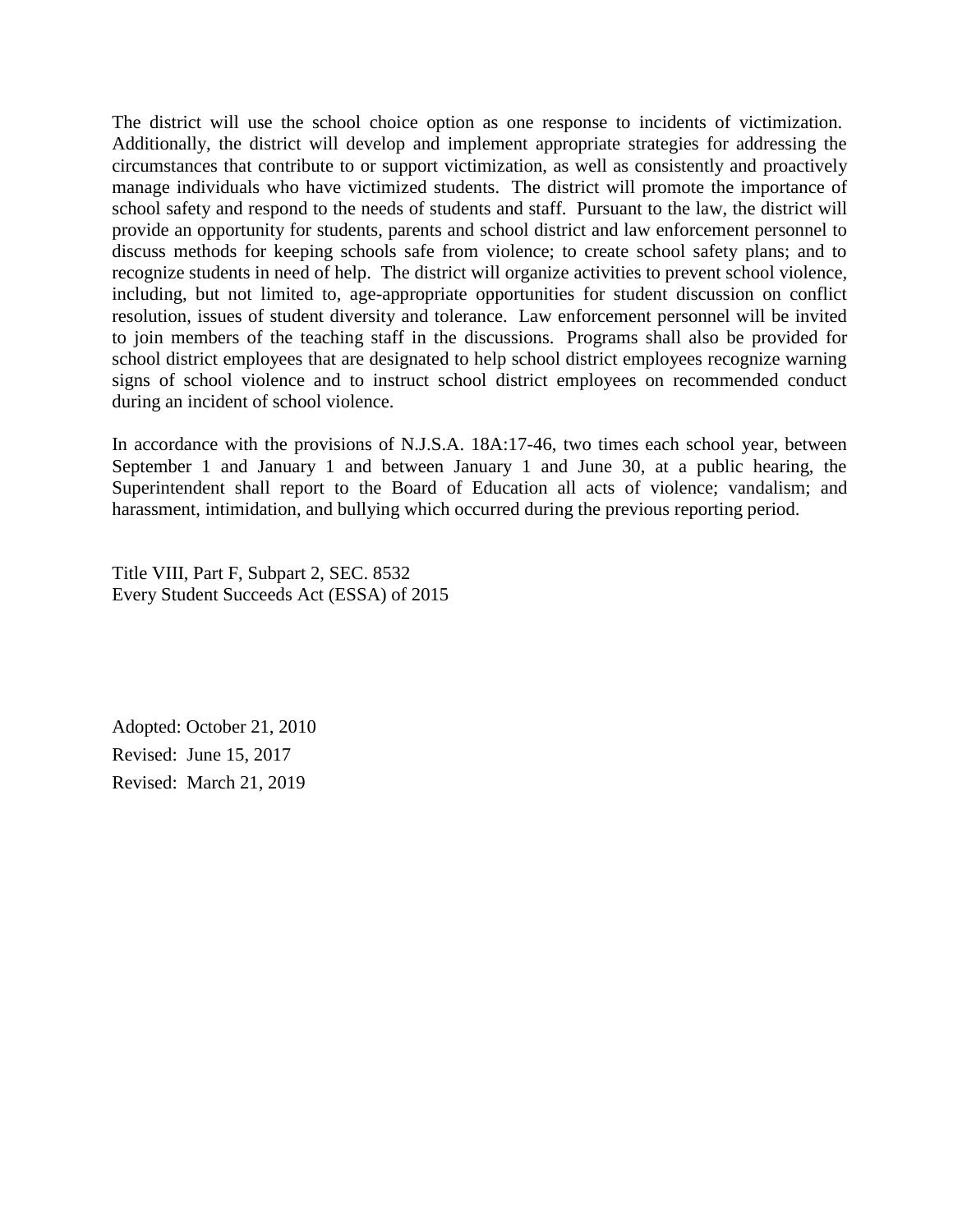The district will use the school choice option as one response to incidents of victimization. Additionally, the district will develop and implement appropriate strategies for addressing the circumstances that contribute to or support victimization, as well as consistently and proactively manage individuals who have victimized students. The district will promote the importance of school safety and respond to the needs of students and staff. Pursuant to the law, the district will provide an opportunity for students, parents and school district and law enforcement personnel to discuss methods for keeping schools safe from violence; to create school safety plans; and to recognize students in need of help. The district will organize activities to prevent school violence, including, but not limited to, age-appropriate opportunities for student discussion on conflict resolution, issues of student diversity and tolerance. Law enforcement personnel will be invited to join members of the teaching staff in the discussions. Programs shall also be provided for school district employees that are designated to help school district employees recognize warning signs of school violence and to instruct school district employees on recommended conduct during an incident of school violence.

In accordance with the provisions of N.J.S.A. 18A:17-46, two times each school year, between September 1 and January 1 and between January 1 and June 30, at a public hearing, the Superintendent shall report to the Board of Education all acts of violence; vandalism; and harassment, intimidation, and bullying which occurred during the previous reporting period.

Title VIII, Part F, Subpart 2, SEC. 8532
Every Student Succeeds Act (ESSA) of 2015

Adopted: October 21, 2010
Revised: June 15, 2017
Revised: March 21, 2019